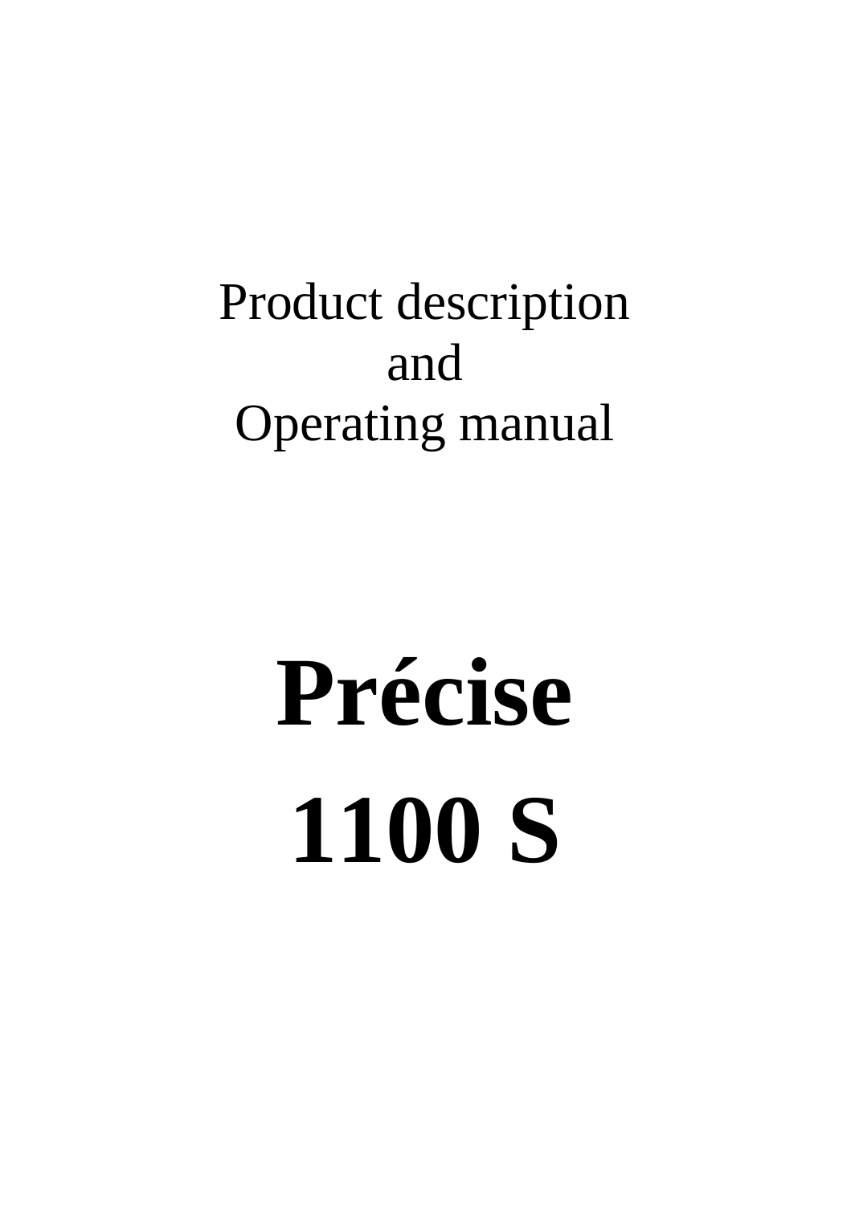Product description
and
Operating manual

# Précise

# 1100 S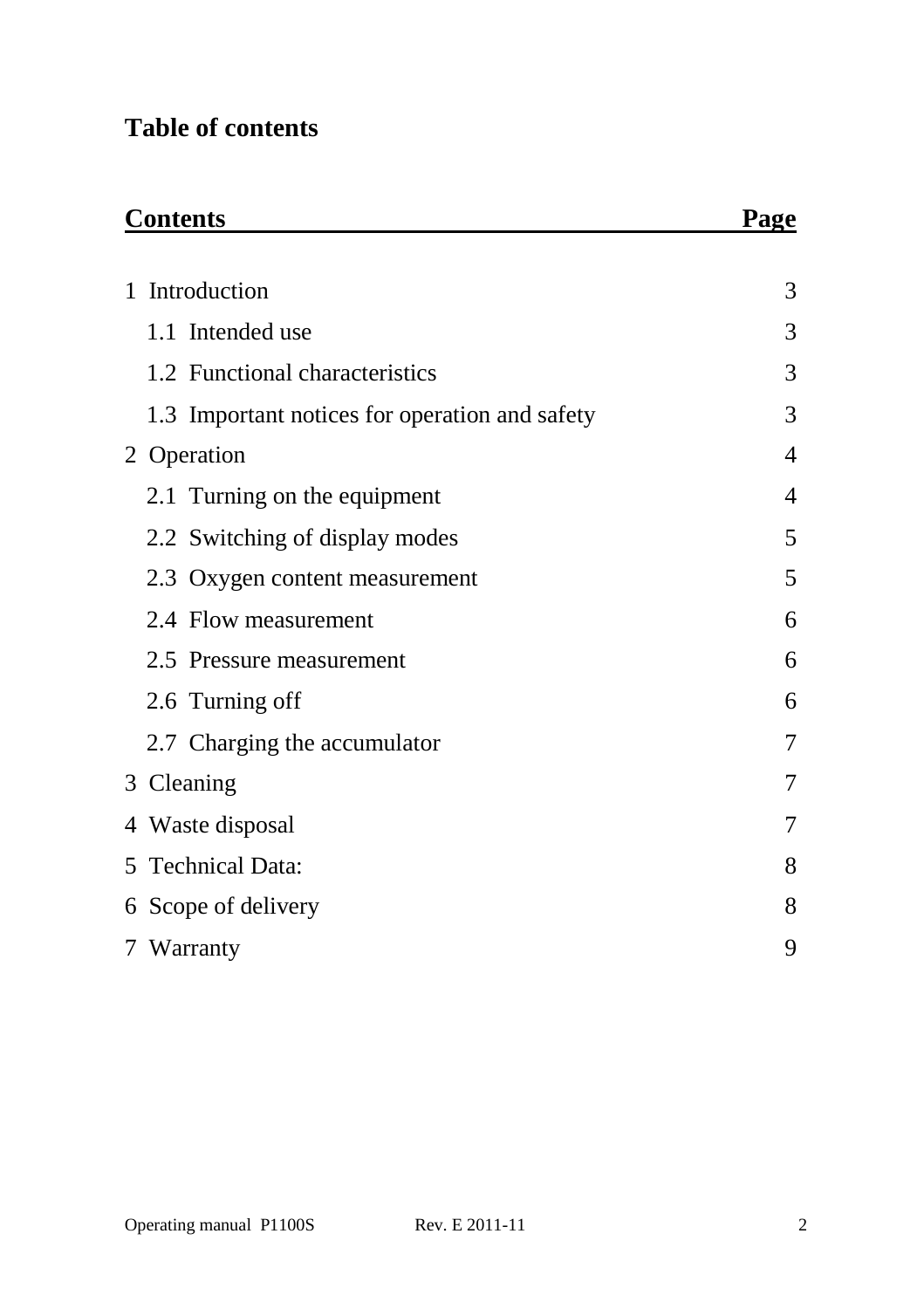# Table of contents

| Contents | Page |
|---|---|
| 1 Introduction | 3 |
| 1.1 Intended use | 3 |
| 1.2 Functional characteristics | 3 |
| 1.3 Important notices for operation and safety | 3 |
| 2 Operation | 4 |
| 2.1 Turning on the equipment | 4 |
| 2.2 Switching of display modes | 5 |
| 2.3 Oxygen content measurement | 5 |
| 2.4 Flow measurement | 6 |
| 2.5 Pressure measurement | 6 |
| 2.6 Turning off | 6 |
| 2.7 Charging the accumulator | 7 |
| 3 Cleaning | 7 |
| 4 Waste disposal | 7 |
| 5 Technical Data: | 8 |
| 6 Scope of delivery | 8 |
| 7 Warranty | 9 |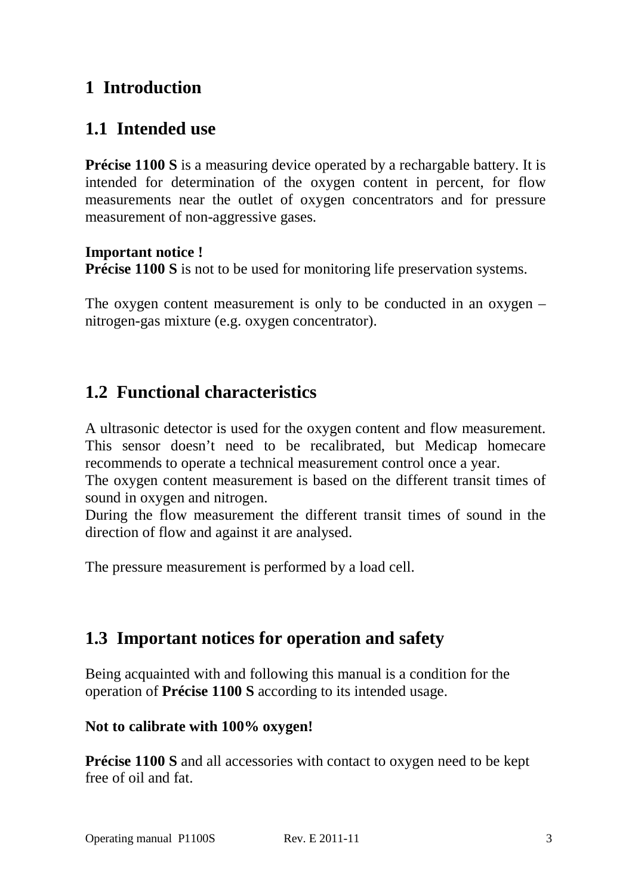# 1 Introduction

## 1.1 Intended use

**Précise 1100 S** is a measuring device operated by a rechargable battery. It is intended for determination of the oxygen content in percent, for flow measurements near the outlet of oxygen concentrators and for pressure measurement of non-aggressive gases.

**Important notice !**
**Précise 1100 S** is not to be used for monitoring life preservation systems.

The oxygen content measurement is only to be conducted in an oxygen – nitrogen-gas mixture (e.g. oxygen concentrator).

## 1.2 Functional characteristics

A ultrasonic detector is used for the oxygen content and flow measurement. This sensor doesn't need to be recalibrated, but Medicap homecare recommends to operate a technical measurement control once a year.
The oxygen content measurement is based on the different transit times of sound in oxygen and nitrogen.
During the flow measurement the different transit times of sound in the direction of flow and against it are analysed.

The pressure measurement is performed by a load cell.

## 1.3 Important notices for operation and safety

Being acquainted with and following this manual is a condition for the operation of **Précise 1100 S** according to its intended usage.

**Not to calibrate with 100% oxygen!**

**Précise 1100 S** and all accessories with contact to oxygen need to be kept free of oil and fat.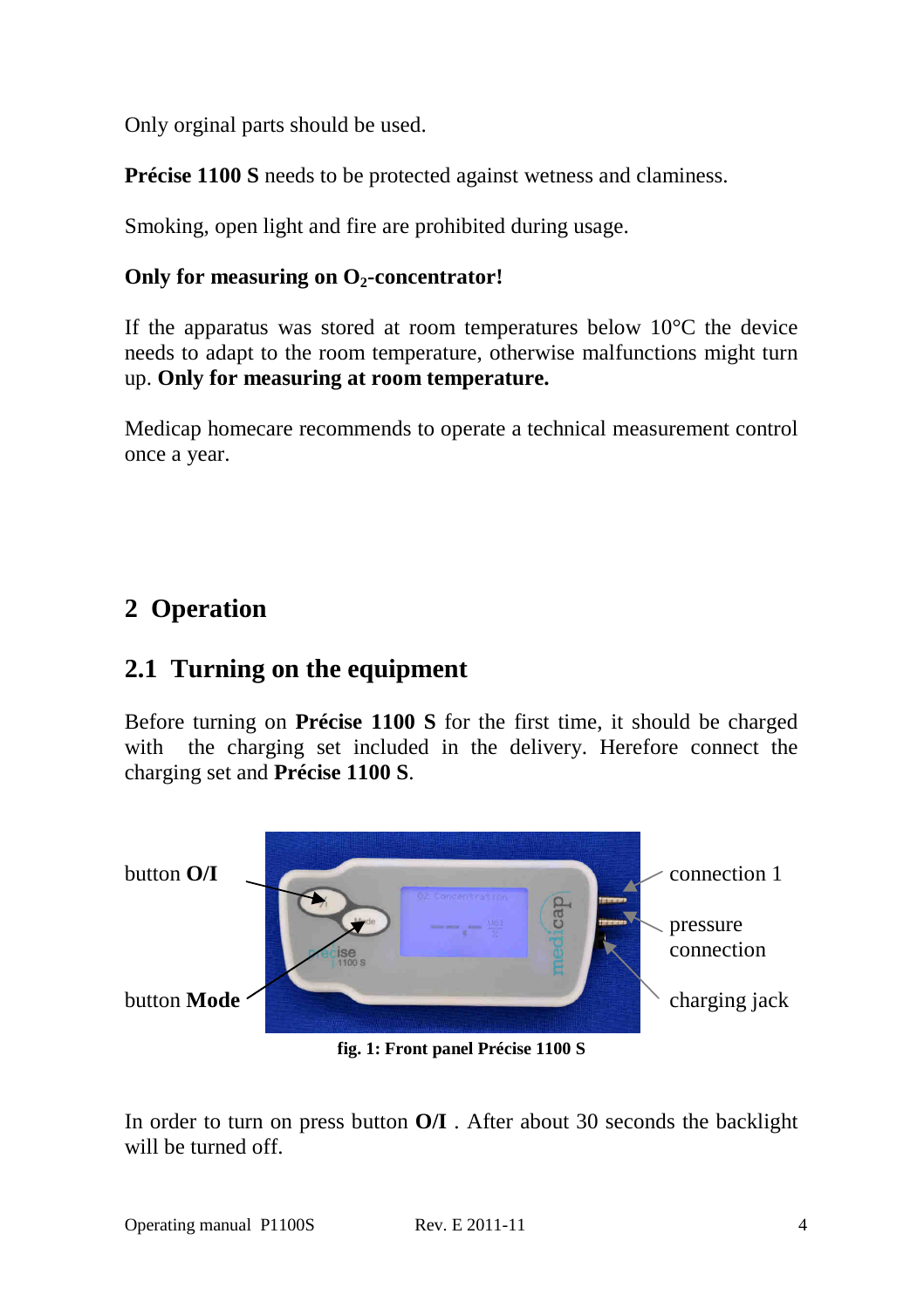Only orginal parts should be used.

**Précise 1100 S** needs to be protected against wetness and claminess.

Smoking, open light and fire are prohibited during usage.

**Only for measuring on $O_2$-concentrator!**

If the apparatus was stored at room temperatures below 10°C the device needs to adapt to the room temperature, otherwise malfunctions might turn up. **Only for measuring at room temperature.**

Medicap homecare recommends to operate a technical measurement control once a year.

# 2 Operation

## 2.1 Turning on the equipment

Before turning on **Précise 1100 S** for the first time, it should be charged with the charging set included in the delivery. Herefore connect the charging set and **Précise 1100 S**.

button **O/I**

button **Mode**

connection 1

pressure connection

charging jack

**fig. 1: Front panel Précise 1100 S**

In order to turn on press button **O/I** . After about 30 seconds the backlight will be turned off.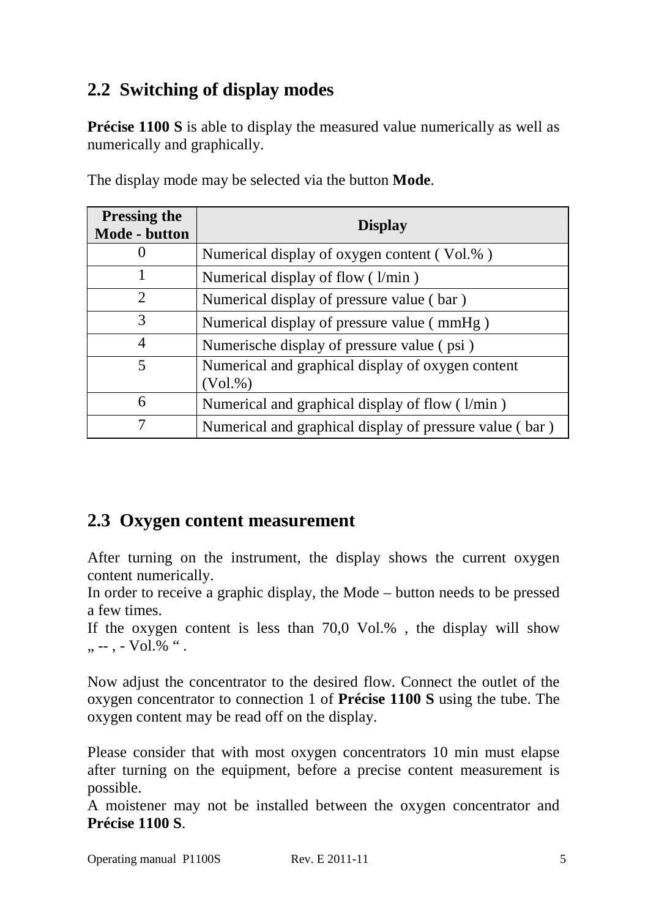## 2.2 Switching of display modes

**Précise 1100 S** is able to display the measured value numerically as well as numerically and graphically.

The display mode may be selected via the button **Mode**.

| Pressing the Mode - button | Display |
|---|---|
| 0 | Numerical display of oxygen content ( Vol.% ) |
| 1 | Numerical display of flow ( l/min ) |
| 2 | Numerical display of pressure value ( bar ) |
| 3 | Numerical display of pressure value ( mmHg ) |
| 4 | Numerische display of pressure value ( psi ) |
| 5 | Numerical and graphical display of oxygen content (Vol.%) |
| 6 | Numerical and graphical display of flow ( l/min ) |
| 7 | Numerical and graphical display of pressure value ( bar ) |

## 2.3 Oxygen content measurement

After turning on the instrument, the display shows the current oxygen content numerically.
In order to receive a graphic display, the Mode – button needs to be pressed a few times.
If the oxygen content is less than 70,0 Vol.% , the display will show „ -- , - Vol.% " .

Now adjust the concentrator to the desired flow. Connect the outlet of the oxygen concentrator to connection 1 of **Précise 1100 S** using the tube. The oxygen content may be read off on the display.

Please consider that with most oxygen concentrators 10 min must elapse after turning on the equipment, before a precise content measurement is possible.
A moistener may not be installed between the oxygen concentrator and **Précise 1100 S**.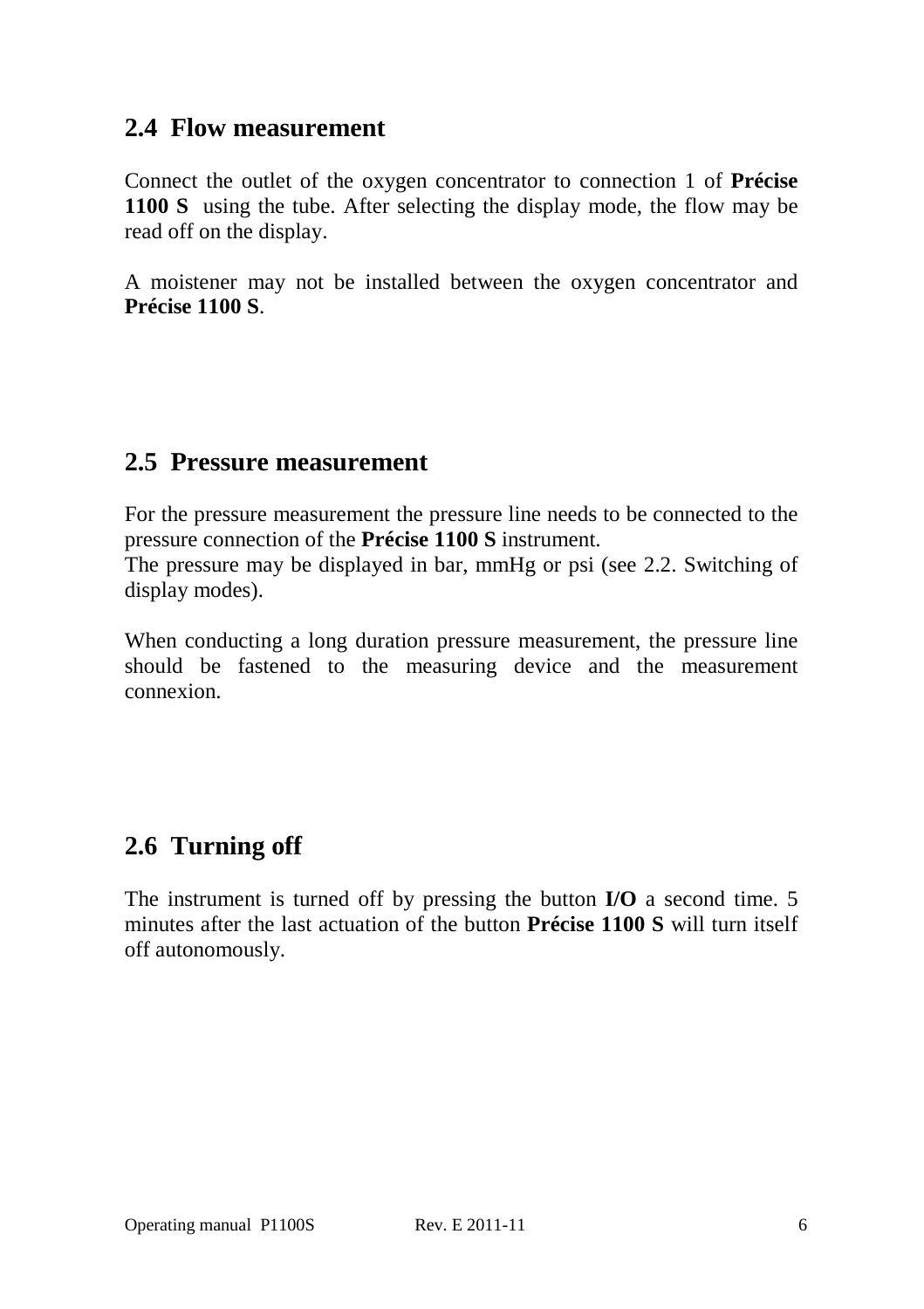## 2.4 Flow measurement

Connect the outlet of the oxygen concentrator to connection 1 of **Précise 1100 S** using the tube. After selecting the display mode, the flow may be read off on the display.

A moistener may not be installed between the oxygen concentrator and **Précise 1100 S**.

## 2.5 Pressure measurement

For the pressure measurement the pressure line needs to be connected to the pressure connection of the **Précise 1100 S** instrument.
The pressure may be displayed in bar, mmHg or psi (see 2.2. Switching of display modes).

When conducting a long duration pressure measurement, the pressure line should be fastened to the measuring device and the measurement connexion.

## 2.6 Turning off

The instrument is turned off by pressing the button **I/O** a second time. 5 minutes after the last actuation of the button **Précise 1100 S** will turn itself off autonomously.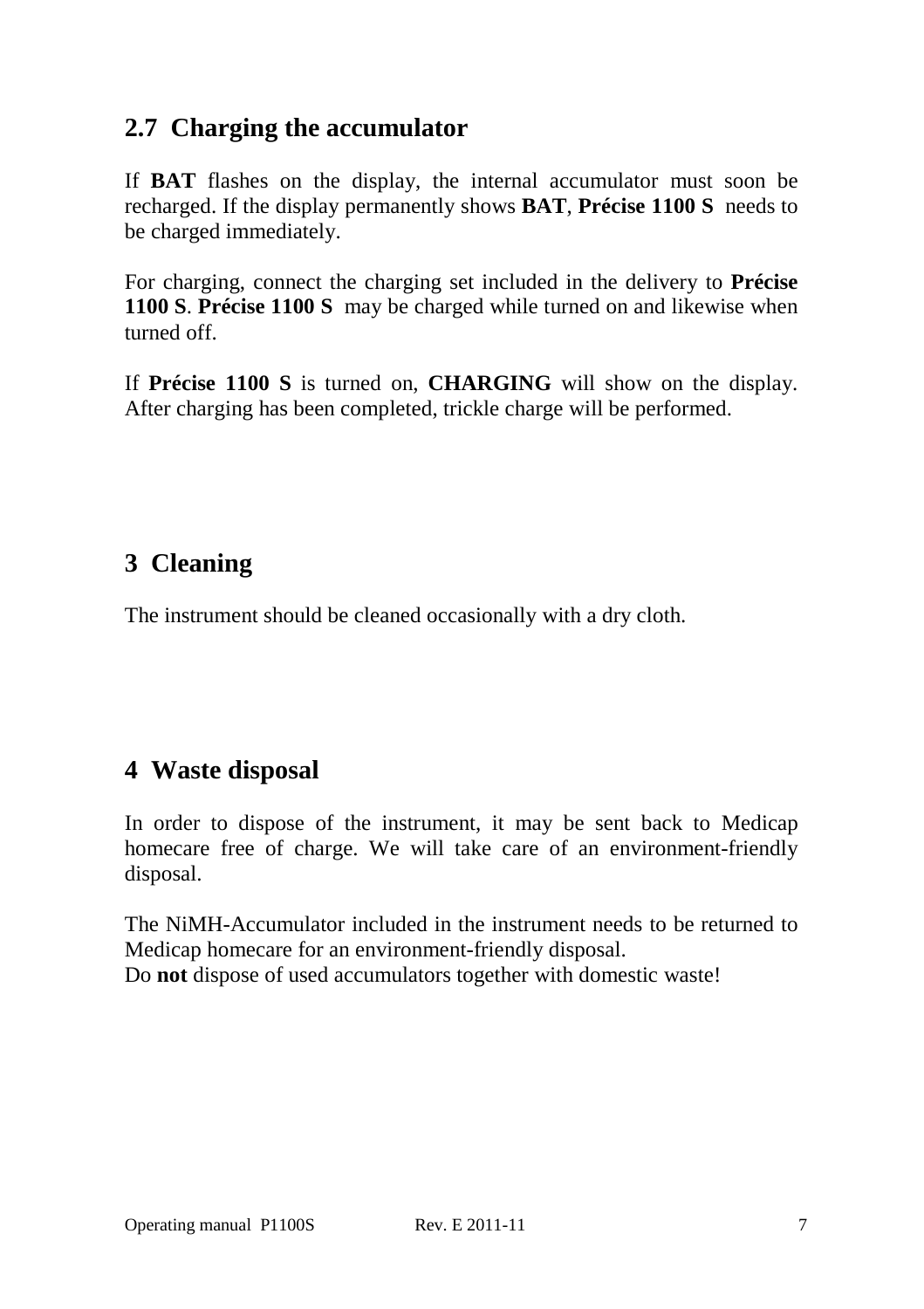## 2.7 Charging the accumulator

If **BAT** flashes on the display, the internal accumulator must soon be recharged. If the display permanently shows **BAT**, **Précise 1100 S** needs to be charged immediately.

For charging, connect the charging set included in the delivery to **Précise 1100 S**. **Précise 1100 S** may be charged while turned on and likewise when turned off.

If **Précise 1100 S** is turned on, **CHARGING** will show on the display. After charging has been completed, trickle charge will be performed.

# 3 Cleaning

The instrument should be cleaned occasionally with a dry cloth.

# 4 Waste disposal

In order to dispose of the instrument, it may be sent back to Medicap homecare free of charge. We will take care of an environment-friendly disposal.

The NiMH-Accumulator included in the instrument needs to be returned to Medicap homecare for an environment-friendly disposal.
Do **not** dispose of used accumulators together with domestic waste!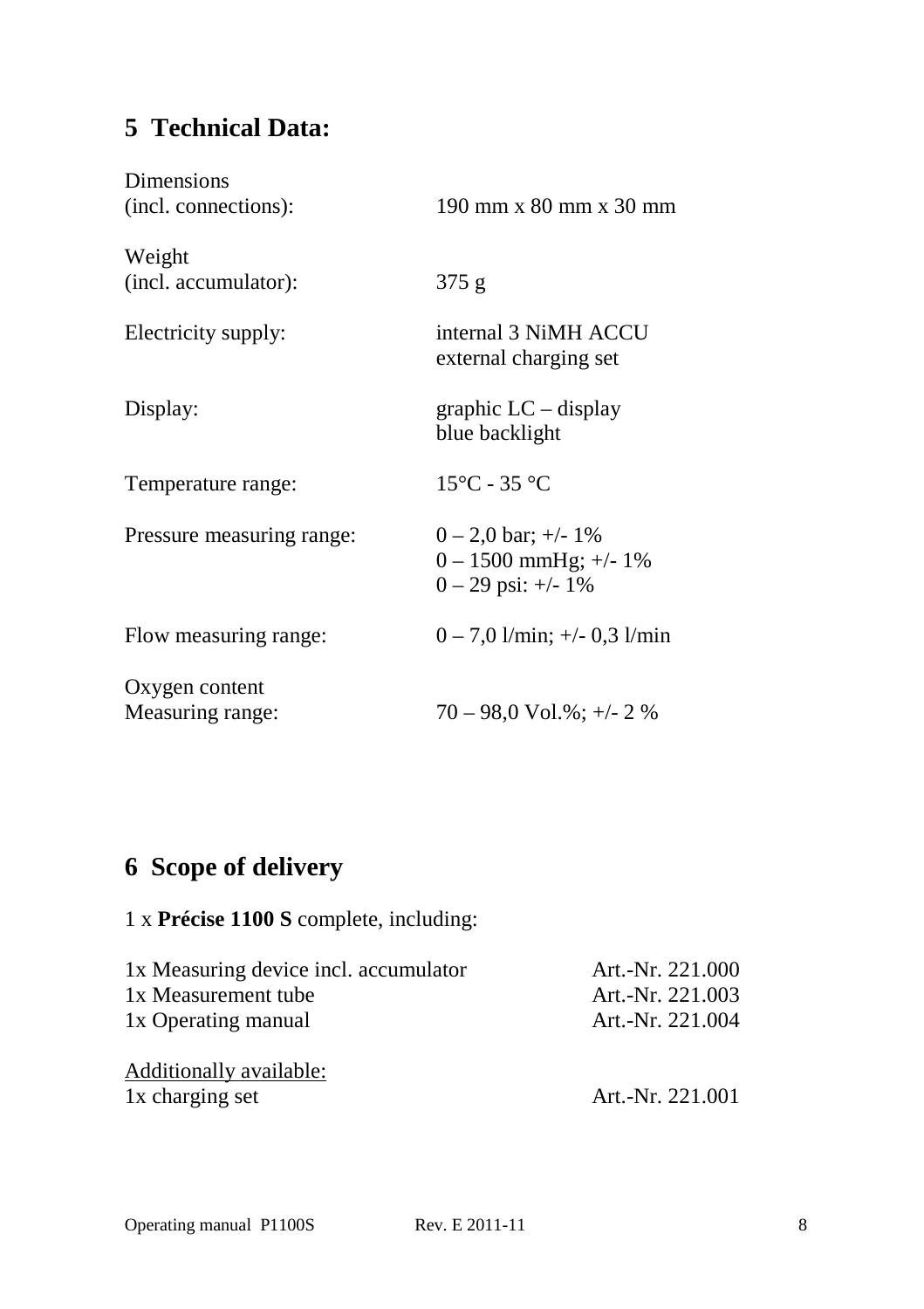## 5 Technical Data:

| | |
|---|---|
| Dimensions (incl. connections): | 190 mm x 80 mm x 30 mm |
| Weight (incl. accumulator): | 375 g |
| Electricity supply: | internal 3 NiMH ACCU<br>external charging set |
| Display: | graphic LC – display<br>blue backlight |
| Temperature range: | 15°C - 35 °C |
| Pressure measuring range: | 0 – 2,0 bar; +/- 1%<br>0 – 1500 mmHg; +/- 1%<br>0 – 29 psi: +/- 1% |
| Flow measuring range: | 0 – 7,0 l/min; +/- 0,3 l/min |
| Oxygen content Measuring range: | 70 – 98,0 Vol.%; +/- 2 % |

## 6 Scope of delivery

1 x **Précise 1100 S** complete, including:

| | |
|---|---|
| 1x Measuring device incl. accumulator | Art.-Nr. 221.000 |
| 1x Measurement tube | Art.-Nr. 221.003 |
| 1x Operating manual | Art.-Nr. 221.004 |

Additionally available:

| | |
|---|---|
| 1x charging set | Art.-Nr. 221.001 |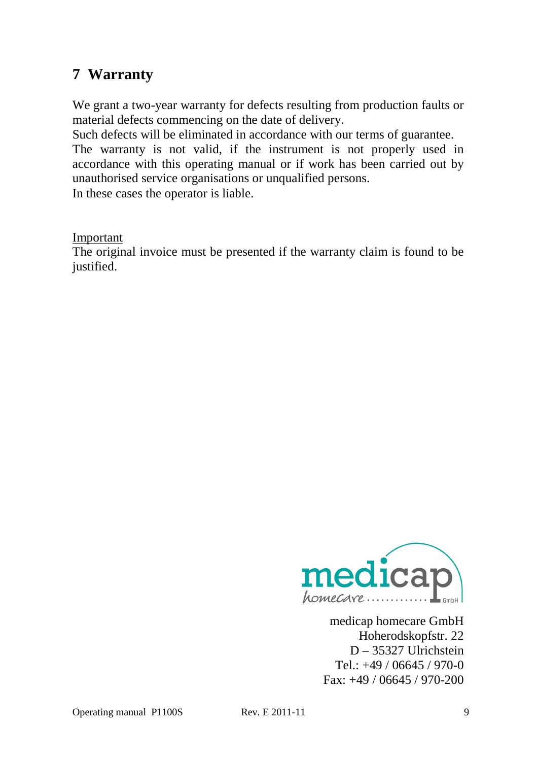# 7 Warranty

We grant a two-year warranty for defects resulting from production faults or material defects commencing on the date of delivery.
Such defects will be eliminated in accordance with our terms of guarantee.
The warranty is not valid, if the instrument is not properly used in accordance with this operating manual or if work has been carried out by unauthorised service organisations or unqualified persons.
In these cases the operator is liable.

Important
The original invoice must be presented if the warranty claim is found to be justified.

medicap homecare GmbH
Hoherodskopfstr. 22
D – 35327 Ulrichstein
Tel.: +49 / 06645 / 970-0
Fax: +49 / 06645 / 970-200